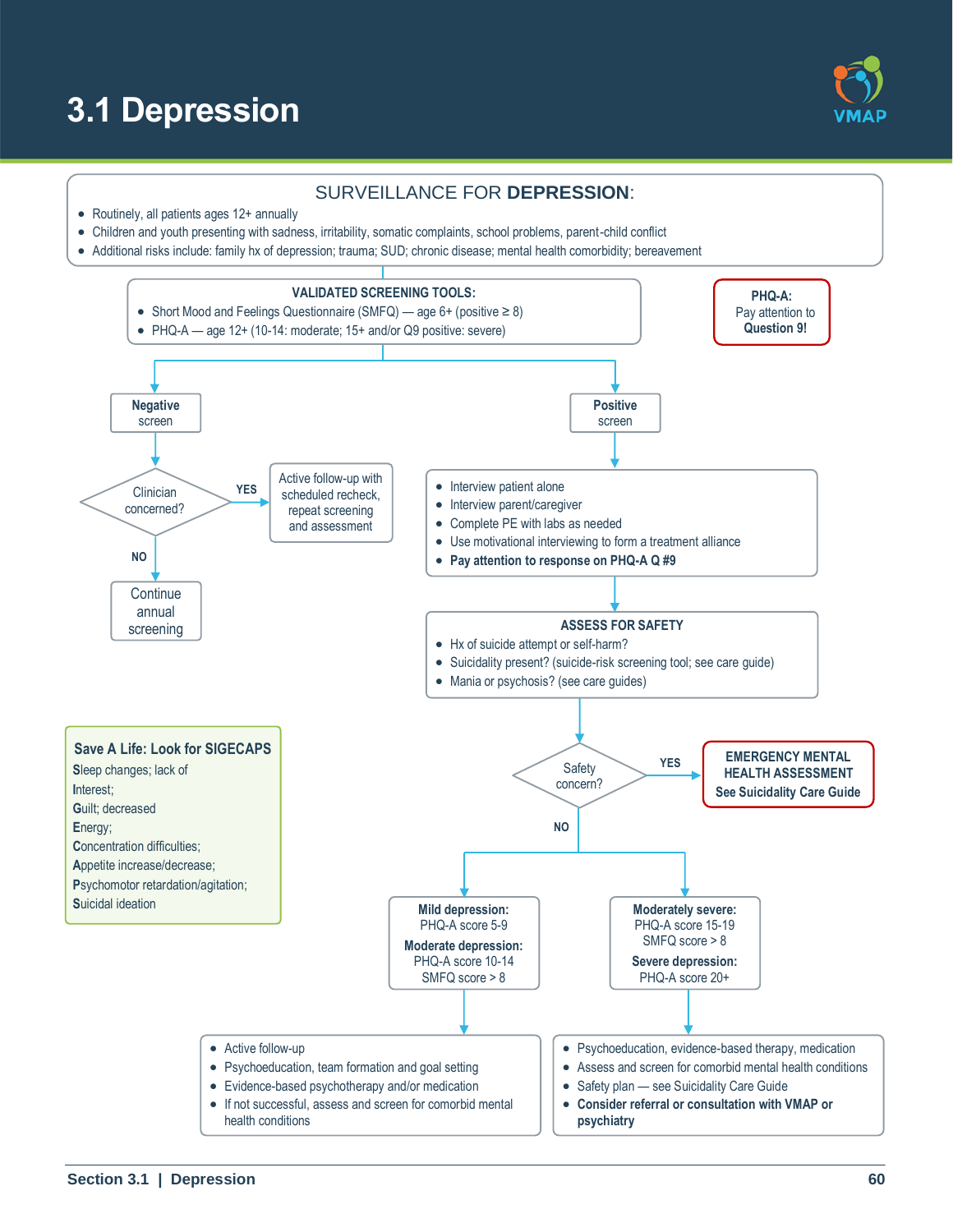# 3.1 Depression

## SURVEILLANCE FOR **DEPRESSION**:

- Routinely, all patients ages 12+ annually
- Children and youth presenting with sadness, irritability, somatic complaints, school problems, parent-child conflict
- Additional risks include: family hx of depression; trauma; SUD; chronic disease; mental health comorbidity; bereavement

**VALIDATED SCREENING TOOLS:**

- Short Mood and Feelings Questionnaire (SMFQ) — age 6+ (positive ≥ 8)
- PHQ-A — age 12+ (10-14: moderate; 15+ and/or Q9 positive: severe)

**PHQ-A:** Pay attention to **Question 9!**

**Negative screen**

- Clinician concerned?
  - YES → Active follow-up with scheduled recheck, repeat screening and assessment
  - NO → Continue annual screening

**Positive screen**

- Interview patient alone
- Interview parent/caregiver
- Complete PE with labs as needed
- Use motivational interviewing to form a treatment alliance
- **Pay attention to response on PHQ-A Q #9**

**ASSESS FOR SAFETY**

- Hx of suicide attempt or self-harm?
- Suicidality present? (suicide-risk screening tool; see care guide)
- Mania or psychosis? (see care guides)

Safety concern?

- YES → **EMERGENCY MENTAL HEALTH ASSESSMENT**
  **See Suicidality Care Guide**
- NO →

**Mild depression:** PHQ-A score 5-9
**Moderate depression:** PHQ-A score 10-14
SMFQ score > 8

- Active follow-up
- Psychoeducation, team formation and goal setting
- Evidence-based psychotherapy and/or medication
- If not successful, assess and screen for comorbid mental health conditions

**Moderately severe:** PHQ-A score 15-19
SMFQ score > 8
**Severe depression:** PHQ-A score 20+

- Psychoeducation, evidence-based therapy, medication
- Assess and screen for comorbid mental health conditions
- Safety plan — see Suicidality Care Guide
- **Consider referral or consultation with VMAP or psychiatry**

**Save A Life: Look for SIGECAPS**

**S**leep changes; lack of
**I**nterest;
**G**uilt; decreased
**E**nergy;
**C**oncentration difficulties;
**A**ppetite increase/decrease;
**P**sychomotor retardation/agitation;
**S**uicidal ideation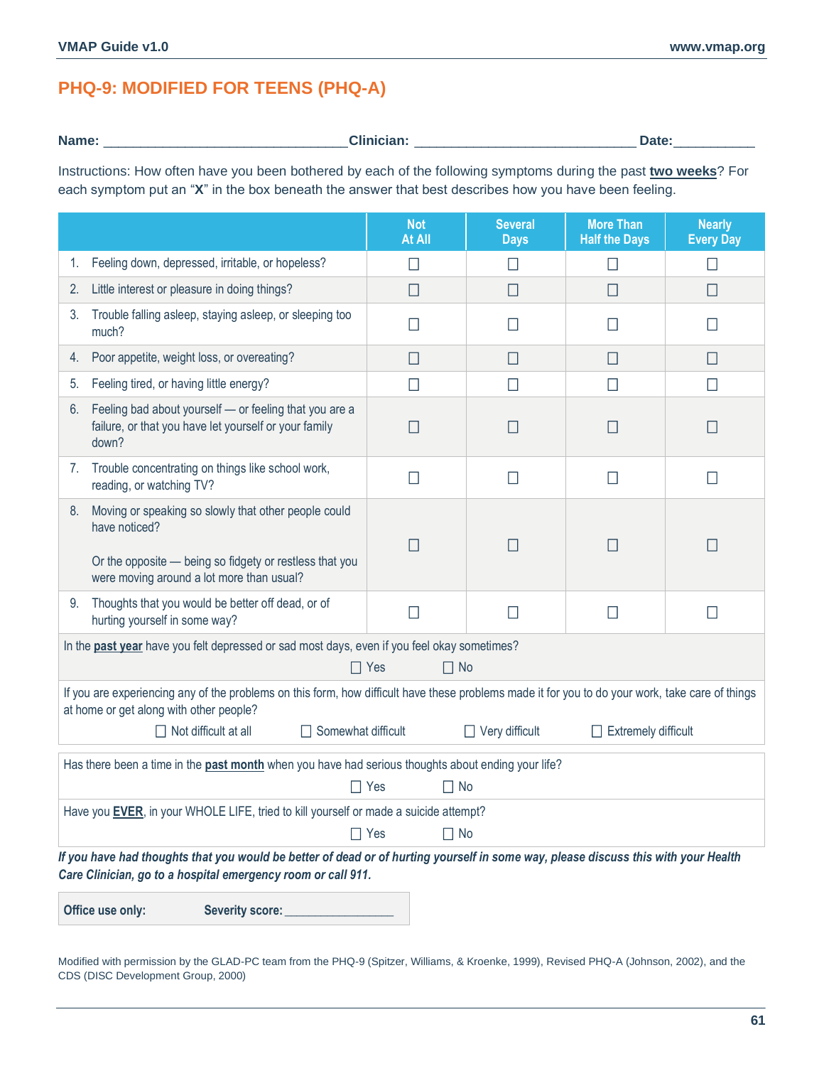# PHQ-9: MODIFIED FOR TEENS (PHQ-A)

**Name:** ________________________________ **Clinician:** _____________________________ **Date:**___________

Instructions: How often have you been bothered by each of the following symptoms during the past **two weeks**? For each symptom put an "**X**" in the box beneath the answer that best describes how you have been feeling.

| | Not At All | Several Days | More Than Half the Days | Nearly Every Day |
|---|---|---|---|---|
| 1. Feeling down, depressed, irritable, or hopeless? | ☐ | ☐ | ☐ | ☐ |
| 2. Little interest or pleasure in doing things? | ☐ | ☐ | ☐ | ☐ |
| 3. Trouble falling asleep, staying asleep, or sleeping too much? | ☐ | ☐ | ☐ | ☐ |
| 4. Poor appetite, weight loss, or overeating? | ☐ | ☐ | ☐ | ☐ |
| 5. Feeling tired, or having little energy? | ☐ | ☐ | ☐ | ☐ |
| 6. Feeling bad about yourself — or feeling that you are a failure, or that you have let yourself or your family down? | ☐ | ☐ | ☐ | ☐ |
| 7. Trouble concentrating on things like school work, reading, or watching TV? | ☐ | ☐ | ☐ | ☐ |
| 8. Moving or speaking so slowly that other people could have noticed? Or the opposite — being so fidgety or restless that you were moving around a lot more than usual? | ☐ | ☐ | ☐ | ☐ |
| 9. Thoughts that you would be better off dead, or of hurting yourself in some way? | ☐ | ☐ | ☐ | ☐ |

In the **past year** have you felt depressed or sad most days, even if you feel okay sometimes?

☐ Yes ☐ No

If you are experiencing any of the problems on this form, how difficult have these problems made it for you to do your work, take care of things at home or get along with other people?

☐ Not difficult at all ☐ Somewhat difficult ☐ Very difficult ☐ Extremely difficult

Has there been a time in the **past month** when you have had serious thoughts about ending your life?

☐ Yes ☐ No

Have you **EVER**, in your WHOLE LIFE, tried to kill yourself or made a suicide attempt?

☐ Yes ☐ No

***If you have had thoughts that you would be better of dead or of hurting yourself in some way, please discuss this with your Health Care Clinician, go to a hospital emergency room or call 911.***

**Office use only:** **Severity score:** _______________

Modified with permission by the GLAD-PC team from the PHQ-9 (Spitzer, Williams, & Kroenke, 1999), Revised PHQ-A (Johnson, 2002), and the CDS (DISC Development Group, 2000)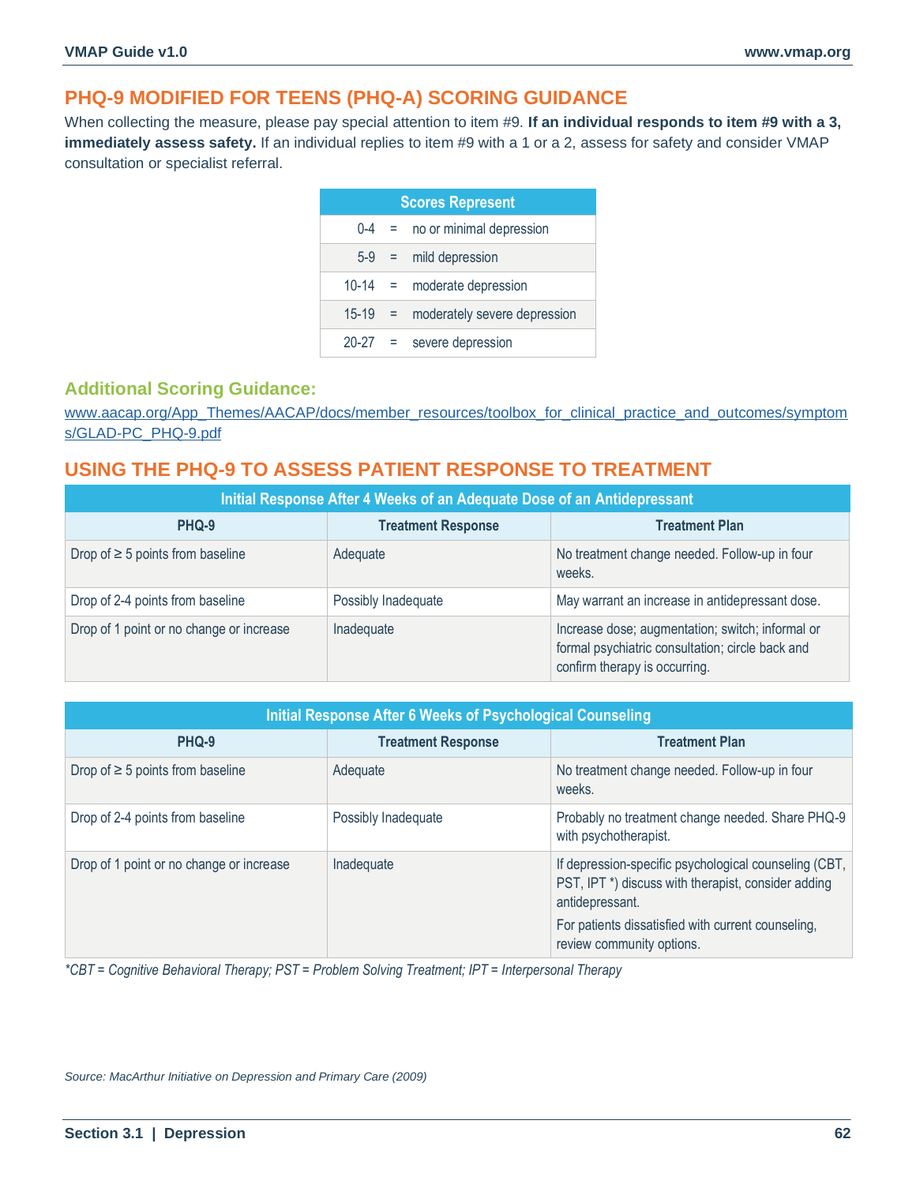## PHQ-9 MODIFIED FOR TEENS (PHQ-A) SCORING GUIDANCE

When collecting the measure, please pay special attention to item #9. **If an individual responds to item #9 with a 3, immediately assess safety.** If an individual replies to item #9 with a 1 or a 2, assess for safety and consider VMAP consultation or specialist referral.

| Scores Represent | | |
|---|---|---|
| 0-4 | = | no or minimal depression |
| 5-9 | = | mild depression |
| 10-14 | = | moderate depression |
| 15-19 | = | moderately severe depression |
| 20-27 | = | severe depression |

### Additional Scoring Guidance:

www.aacap.org/App_Themes/AACAP/docs/member_resources/toolbox_for_clinical_practice_and_outcomes/symptoms/GLAD-PC_PHQ-9.pdf

## USING THE PHQ-9 TO ASSESS PATIENT RESPONSE TO TREATMENT

| Initial Response After 4 Weeks of an Adequate Dose of an Antidepressant | | |
|---|---|---|
| **PHQ-9** | **Treatment Response** | **Treatment Plan** |
| Drop of ≥ 5 points from baseline | Adequate | No treatment change needed. Follow-up in four weeks. |
| Drop of 2-4 points from baseline | Possibly Inadequate | May warrant an increase in antidepressant dose. |
| Drop of 1 point or no change or increase | Inadequate | Increase dose; augmentation; switch; informal or formal psychiatric consultation; circle back and confirm therapy is occurring. |

| Initial Response After 6 Weeks of Psychological Counseling | | |
|---|---|---|
| **PHQ-9** | **Treatment Response** | **Treatment Plan** |
| Drop of ≥ 5 points from baseline | Adequate | No treatment change needed. Follow-up in four weeks. |
| Drop of 2-4 points from baseline | Possibly Inadequate | Probably no treatment change needed. Share PHQ-9 with psychotherapist. |
| Drop of 1 point or no change or increase | Inadequate | If depression-specific psychological counseling (CBT, PST, IPT *) discuss with therapist, consider adding antidepressant. For patients dissatisfied with current counseling, review community options. |

*\*CBT = Cognitive Behavioral Therapy; PST = Problem Solving Treatment; IPT = Interpersonal Therapy*

*Source: MacArthur Initiative on Depression and Primary Care (2009)*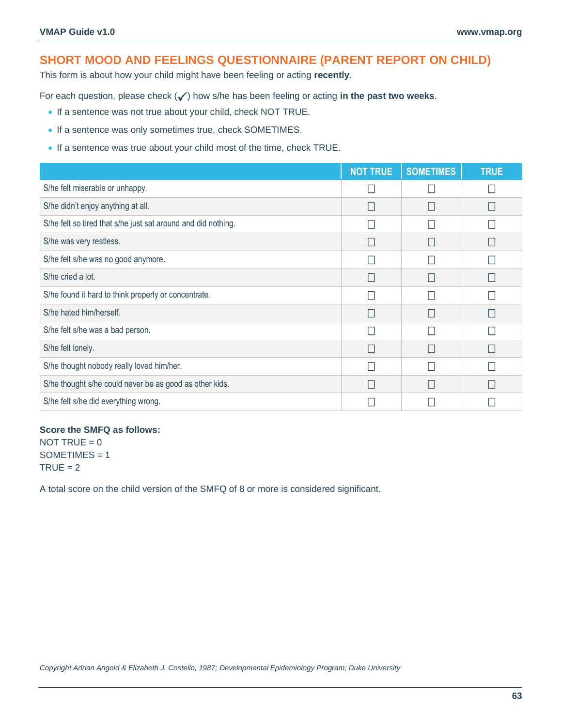## SHORT MOOD AND FEELINGS QUESTIONNAIRE (PARENT REPORT ON CHILD)

This form is about how your child might have been feeling or acting **recently**.

For each question, please check (✓) how s/he has been feeling or acting **in the past two weeks**.

- If a sentence was not true about your child, check NOT TRUE.
- If a sentence was only sometimes true, check SOMETIMES.
- If a sentence was true about your child most of the time, check TRUE.

| | NOT TRUE | SOMETIMES | TRUE |
|---|---|---|---|
| S/he felt miserable or unhappy. | ☐ | ☐ | ☐ |
| S/he didn't enjoy anything at all. | ☐ | ☐ | ☐ |
| S/he felt so tired that s/he just sat around and did nothing. | ☐ | ☐ | ☐ |
| S/he was very restless. | ☐ | ☐ | ☐ |
| S/he felt s/he was no good anymore. | ☐ | ☐ | ☐ |
| S/he cried a lot. | ☐ | ☐ | ☐ |
| S/he found it hard to think properly or concentrate. | ☐ | ☐ | ☐ |
| S/he hated him/herself. | ☐ | ☐ | ☐ |
| S/he felt s/he was a bad person. | ☐ | ☐ | ☐ |
| S/he felt lonely. | ☐ | ☐ | ☐ |
| S/he thought nobody really loved him/her. | ☐ | ☐ | ☐ |
| S/he thought s/he could never be as good as other kids. | ☐ | ☐ | ☐ |
| S/he felt s/he did everything wrong. | ☐ | ☐ | ☐ |

**Score the SMFQ as follows:**
NOT TRUE = 0
SOMETIMES = 1
TRUE = 2

A total score on the child version of the SMFQ of 8 or more is considered significant.

*Copyright Adrian Angold & Elizabeth J. Costello, 1987; Developmental Epidemiology Program; Duke University*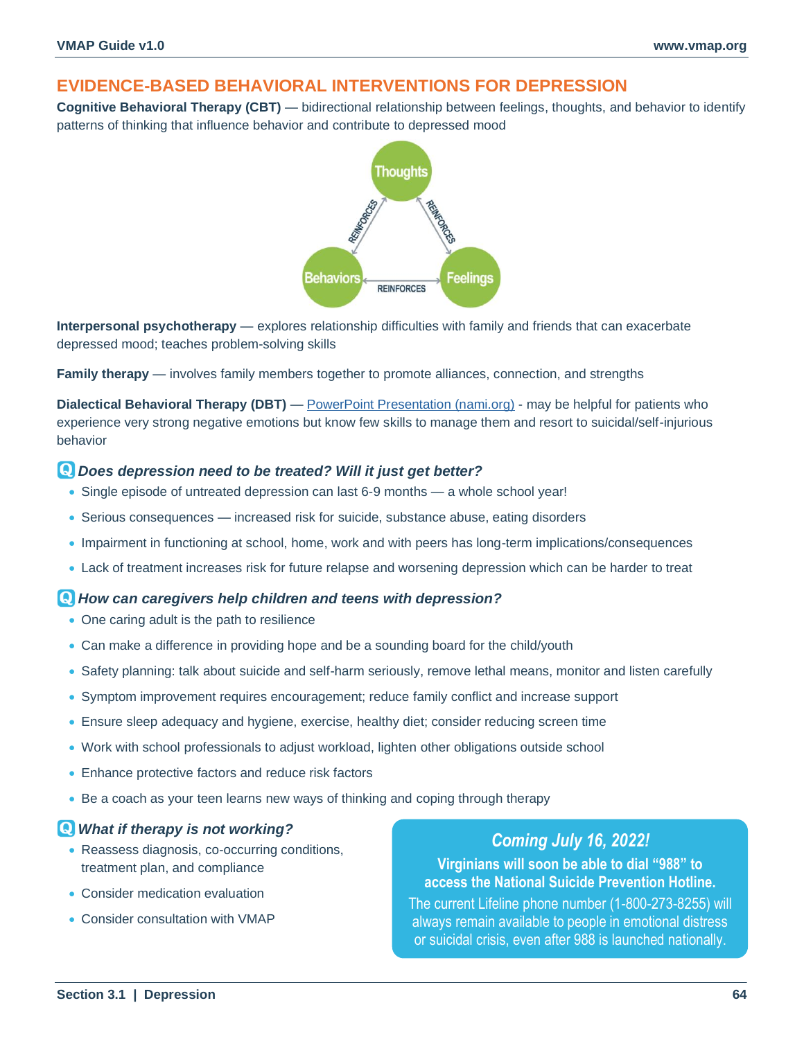## EVIDENCE-BASED BEHAVIORAL INTERVENTIONS FOR DEPRESSION

**Cognitive Behavioral Therapy (CBT)** — bidirectional relationship between feelings, thoughts, and behavior to identify patterns of thinking that influence behavior and contribute to depressed mood

Thoughts — REINFORCES — Feelings — REINFORCES — Behaviors — REINFORCES — Thoughts

**Interpersonal psychotherapy** — explores relationship difficulties with family and friends that can exacerbate depressed mood; teaches problem-solving skills

**Family therapy** — involves family members together to promote alliances, connection, and strengths

**Dialectical Behavioral Therapy (DBT)** — [PowerPoint Presentation (nami.org)](nami.org) - may be helpful for patients who experience very strong negative emotions but know few skills to manage them and resort to suicidal/self-injurious behavior

### *Does depression need to be treated? Will it just get better?*

- Single episode of untreated depression can last 6-9 months — a whole school year!
- Serious consequences — increased risk for suicide, substance abuse, eating disorders
- Impairment in functioning at school, home, work and with peers has long-term implications/consequences
- Lack of treatment increases risk for future relapse and worsening depression which can be harder to treat

### *How can caregivers help children and teens with depression?*

- One caring adult is the path to resilience
- Can make a difference in providing hope and be a sounding board for the child/youth
- Safety planning: talk about suicide and self-harm seriously, remove lethal means, monitor and listen carefully
- Symptom improvement requires encouragement; reduce family conflict and increase support
- Ensure sleep adequacy and hygiene, exercise, healthy diet; consider reducing screen time
- Work with school professionals to adjust workload, lighten other obligations outside school
- Enhance protective factors and reduce risk factors
- Be a coach as your teen learns new ways of thinking and coping through therapy

### *What if therapy is not working?*

- Reassess diagnosis, co-occurring conditions, treatment plan, and compliance
- Consider medication evaluation
- Consider consultation with VMAP

> ***Coming July 16, 2022!***
>
> **Virginians will soon be able to dial "988" to access the National Suicide Prevention Hotline.**
>
> The current Lifeline phone number (1-800-273-8255) will always remain available to people in emotional distress or suicidal crisis, even after 988 is launched nationally.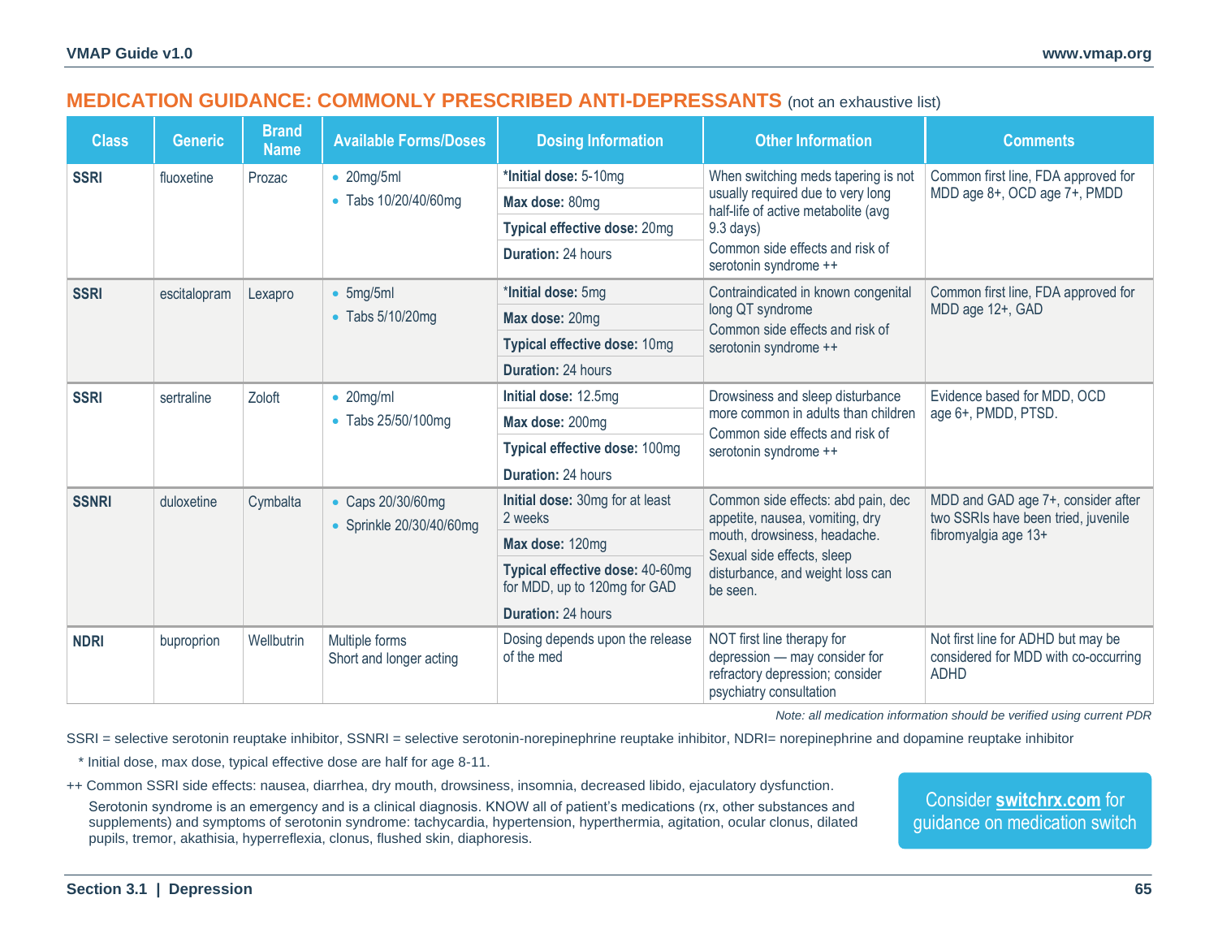## MEDICATION GUIDANCE: COMMONLY PRESCRIBED ANTI-DEPRESSANTS (not an exhaustive list)

| Class | Generic | Brand Name | Available Forms/Doses | Dosing Information | Other Information | Comments |
|---|---|---|---|---|---|---|
| **SSRI** | fluoxetine | Prozac | • 20mg/5ml<br>• Tabs 10/20/40/60mg | **\*Initial dose:** 5-10mg<br>**Max dose:** 80mg<br>**Typical effective dose:** 20mg<br>**Duration:** 24 hours | When switching meds tapering is not usually required due to very long half-life of active metabolite (avg 9.3 days)<br>Common side effects and risk of serotonin syndrome ++ | Common first line, FDA approved for MDD age 8+, OCD age 7+, PMDD |
| **SSRI** | escitalopram | Lexapro | • 5mg/5ml<br>• Tabs 5/10/20mg | \***Initial dose:** 5mg<br>**Max dose:** 20mg<br>**Typical effective dose:** 10mg<br>**Duration:** 24 hours | Contraindicated in known congenital long QT syndrome<br>Common side effects and risk of serotonin syndrome ++ | Common first line, FDA approved for MDD age 12+, GAD |
| **SSRI** | sertraline | Zoloft | • 20mg/ml<br>• Tabs 25/50/100mg | **Initial dose:** 12.5mg<br>**Max dose:** 200mg<br>**Typical effective dose:** 100mg<br>**Duration:** 24 hours | Drowsiness and sleep disturbance more common in adults than children<br>Common side effects and risk of serotonin syndrome ++ | Evidence based for MDD, OCD age 6+, PMDD, PTSD. |
| **SSNRI** | duloxetine | Cymbalta | • Caps 20/30/60mg<br>• Sprinkle 20/30/40/60mg | **Initial dose:** 30mg for at least 2 weeks<br>**Max dose:** 120mg<br>**Typical effective dose:** 40-60mg for MDD, up to 120mg for GAD<br>**Duration:** 24 hours | Common side effects: abd pain, dec appetite, nausea, vomiting, dry mouth, drowsiness, headache.<br>Sexual side effects, sleep disturbance, and weight loss can be seen. | MDD and GAD age 7+, consider after two SSRIs have been tried, juvenile fibromyalgia age 13+ |
| **NDRI** | buproprion | Wellbutrin | Multiple forms<br>Short and longer acting | Dosing depends upon the release of the med | NOT first line therapy for depression — may consider for refractory depression; consider psychiatry consultation | Not first line for ADHD but may be considered for MDD with co-occurring ADHD |

*Note: all medication information should be verified using current PDR*

SSRI = selective serotonin reuptake inhibitor, SSNRI = selective serotonin-norepinephrine reuptake inhibitor, NDRI= norepinephrine and dopamine reuptake inhibitor

\* Initial dose, max dose, typical effective dose are half for age 8-11.

++ Common SSRI side effects: nausea, diarrhea, dry mouth, drowsiness, insomnia, decreased libido, ejaculatory dysfunction.

Serotonin syndrome is an emergency and is a clinical diagnosis. KNOW all of patient's medications (rx, other substances and supplements) and symptoms of serotonin syndrome: tachycardia, hypertension, hyperthermia, agitation, ocular clonus, dilated pupils, tremor, akathisia, hyperreflexia, clonus, flushed skin, diaphoresis.

Consider **switchrx.com** for guidance on medication switch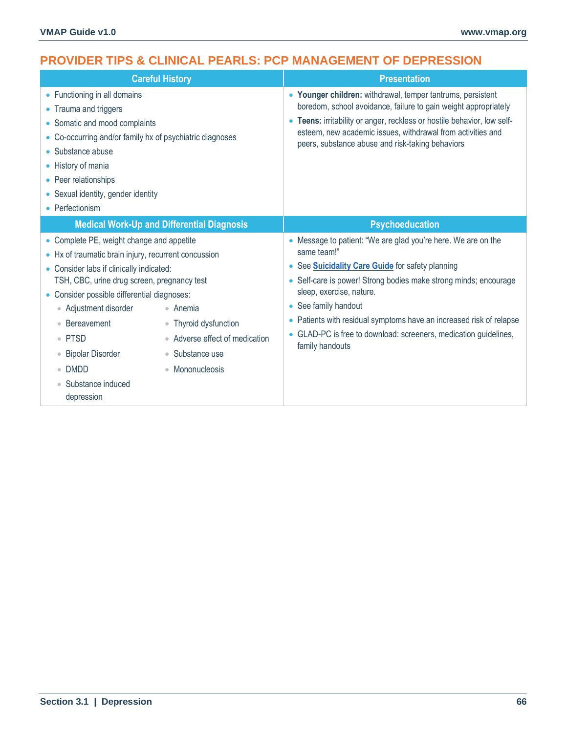# PROVIDER TIPS & CLINICAL PEARLS: PCP MANAGEMENT OF DEPRESSION

## Careful History

- Functioning in all domains
- Trauma and triggers
- Somatic and mood complaints
- Co-occurring and/or family hx of psychiatric diagnoses
- Substance abuse
- History of mania
- Peer relationships
- Sexual identity, gender identity
- Perfectionism

## Presentation

- **Younger children:** withdrawal, temper tantrums, persistent boredom, school avoidance, failure to gain weight appropriately
- **Teens:** irritability or anger, reckless or hostile behavior, low self-esteem, new academic issues, withdrawal from activities and peers, substance abuse and risk-taking behaviors

## Medical Work-Up and Differential Diagnosis

- Complete PE, weight change and appetite
- Hx of traumatic brain injury, recurrent concussion
- Consider labs if clinically indicated:
  TSH, CBC, urine drug screen, pregnancy test
- Consider possible differential diagnoses:
  - Adjustment disorder
  - Bereavement
  - PTSD
  - Bipolar Disorder
  - DMDD
  - Substance induced depression
  - Anemia
  - Thyroid dysfunction
  - Adverse effect of medication
  - Substance use
  - Mononucleosis

## Psychoeducation

- Message to patient: "We are glad you're here. We are on the same team!"
- See **Suicidality Care Guide** for safety planning
- Self-care is power! Strong bodies make strong minds; encourage sleep, exercise, nature.
- See family handout
- Patients with residual symptoms have an increased risk of relapse
- GLAD-PC is free to download: screeners, medication guidelines, family handouts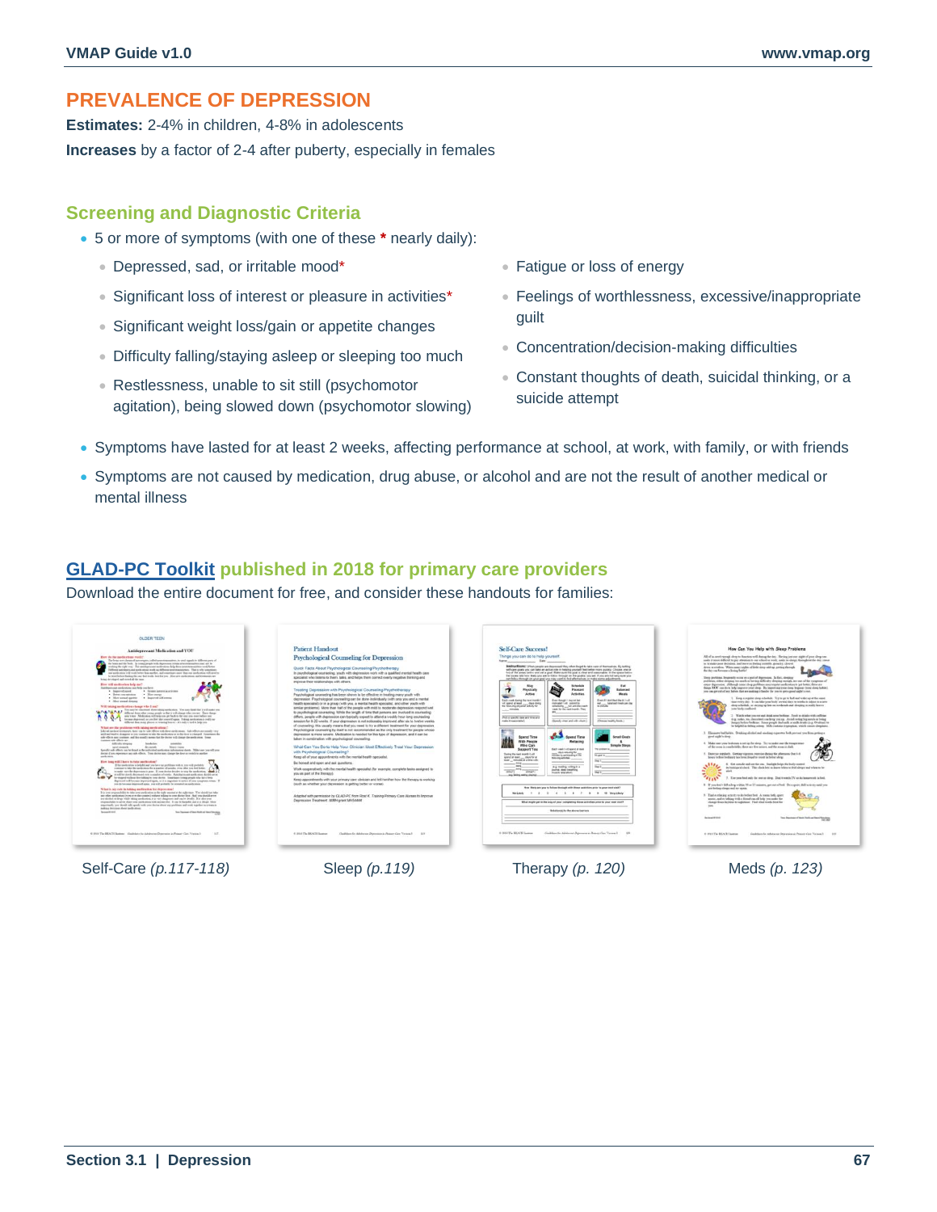## PREVALENCE OF DEPRESSION

**Estimates:** 2-4% in children, 4-8% in adolescents

**Increases** by a factor of 2-4 after puberty, especially in females

### Screening and Diagnostic Criteria

- 5 or more of symptoms (with one of these * nearly daily):
  - Depressed, sad, or irritable mood*
  - Significant loss of interest or pleasure in activities*
  - Significant weight loss/gain or appetite changes
  - Difficulty falling/staying asleep or sleeping too much
  - Restlessness, unable to sit still (psychomotor agitation), being slowed down (psychomotor slowing)
  - Fatigue or loss of energy
  - Feelings of worthlessness, excessive/inappropriate guilt
  - Concentration/decision-making difficulties
  - Constant thoughts of death, suicidal thinking, or a suicide attempt
- Symptoms have lasted for at least 2 weeks, affecting performance at school, at work, with family, or with friends
- Symptoms are not caused by medication, drug abuse, or alcohol and are not the result of another medical or mental illness

### GLAD-PC Toolkit published in 2018 for primary care providers

Download the entire document for free, and consider these handouts for families:

Self-Care *(p.117-118)*

Sleep *(p.119)*

Therapy *(p. 120)*

Meds *(p. 123)*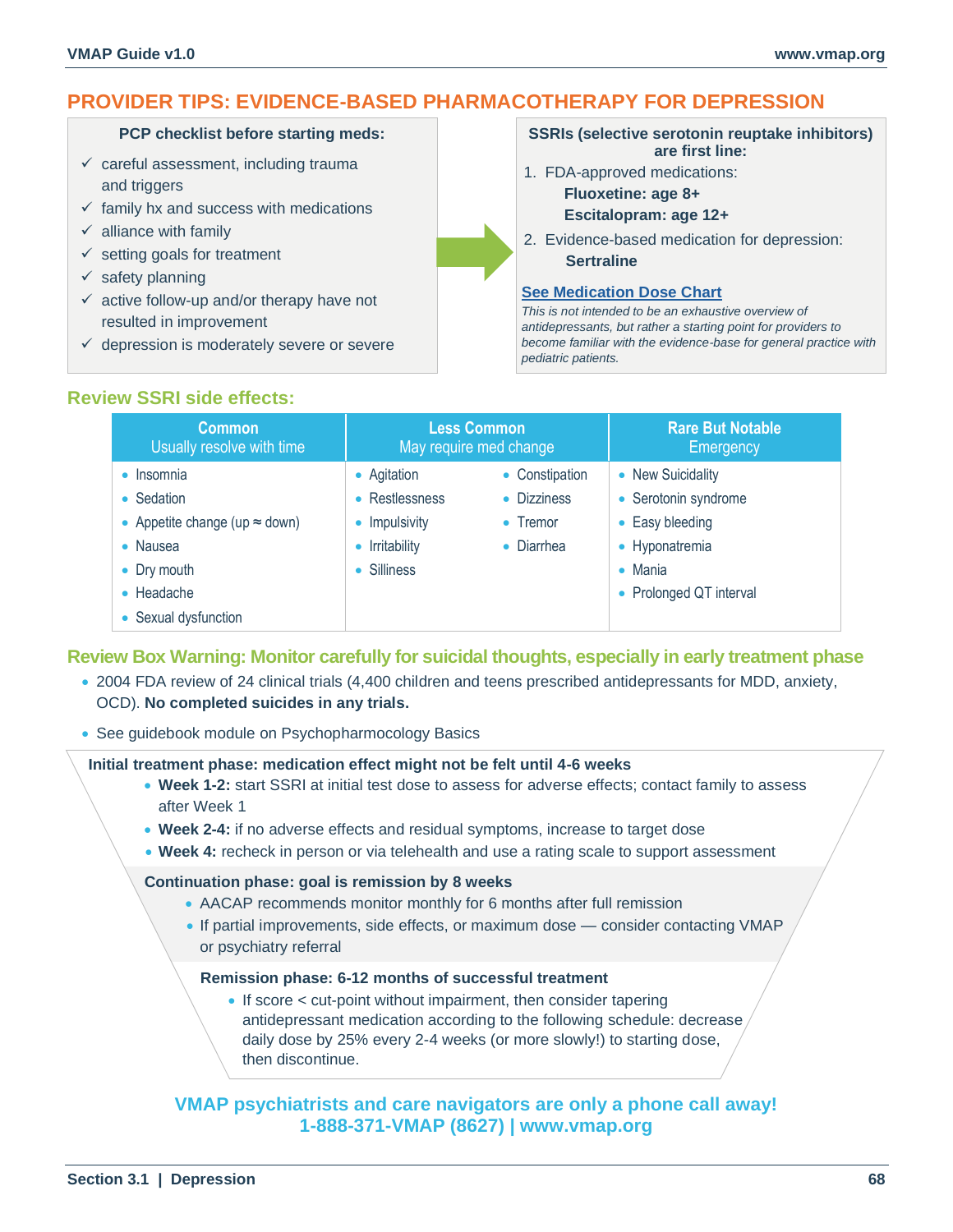## PROVIDER TIPS: EVIDENCE-BASED PHARMACOTHERAPY FOR DEPRESSION

**PCP checklist before starting meds:**

- ✓ careful assessment, including trauma and triggers
- ✓ family hx and success with medications
- ✓ alliance with family
- ✓ setting goals for treatment
- ✓ safety planning
- ✓ active follow-up and/or therapy have not resulted in improvement
- ✓ depression is moderately severe or severe

**SSRIs (selective serotonin reuptake inhibitors) are first line:**

1. FDA-approved medications:
   **Fluoxetine: age 8+**
   **Escitalopram: age 12+**
2. Evidence-based medication for depression:
   **Sertraline**

**See Medication Dose Chart**

*This is not intended to be an exhaustive overview of antidepressants, but rather a starting point for providers to become familiar with the evidence-base for general practice with pediatric patients.*

### Review SSRI side effects:

| Common<br>Usually resolve with time | Less Common<br>May require med change | | Rare But Notable<br>Emergency |
|---|---|---|---|
| • Insomnia | • Agitation | • Constipation | • New Suicidality |
| • Sedation | • Restlessness | • Dizziness | • Serotonin syndrome |
| • Appetite change (up ≈ down) | • Impulsivity | • Tremor | • Easy bleeding |
| • Nausea | • Irritability | • Diarrhea | • Hyponatremia |
| • Dry mouth | • Silliness | | • Mania |
| • Headache | | | • Prolonged QT interval |
| • Sexual dysfunction | | | |

### Review Box Warning: Monitor carefully for suicidal thoughts, especially in early treatment phase

- 2004 FDA review of 24 clinical trials (4,400 children and teens prescribed antidepressants for MDD, anxiety, OCD). **No completed suicides in any trials.**
- See guidebook module on Psychopharmocology Basics

**Initial treatment phase: medication effect might not be felt until 4-6 weeks**

- **Week 1-2:** start SSRI at initial test dose to assess for adverse effects; contact family to assess after Week 1
- **Week 2-4:** if no adverse effects and residual symptoms, increase to target dose
- **Week 4:** recheck in person or via telehealth and use a rating scale to support assessment

**Continuation phase: goal is remission by 8 weeks**

- AACAP recommends monitor monthly for 6 months after full remission
- If partial improvements, side effects, or maximum dose — consider contacting VMAP or psychiatry referral

**Remission phase: 6-12 months of successful treatment**

- If score < cut-point without impairment, then consider tapering antidepressant medication according to the following schedule: decrease daily dose by 25% every 2-4 weeks (or more slowly!) to starting dose, then discontinue.

**VMAP psychiatrists and care navigators are only a phone call away!**
**1-888-371-VMAP (8627) | www.vmap.org**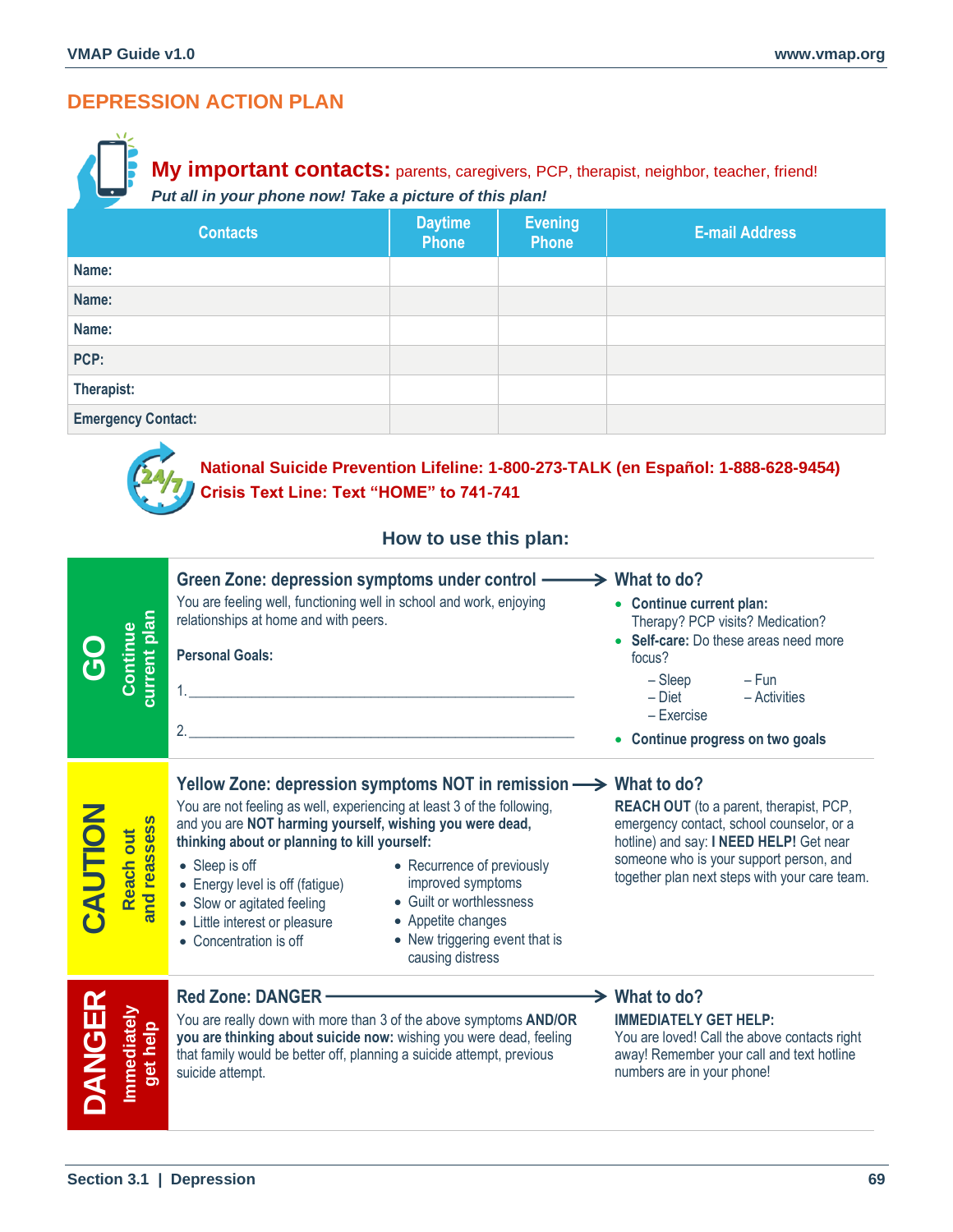# DEPRESSION ACTION PLAN

**My important contacts:** parents, caregivers, PCP, therapist, neighbor, teacher, friend!

***Put all in your phone now! Take a picture of this plan!***

| Contacts | Daytime Phone | Evening Phone | E-mail Address |
|---|---|---|---|
| Name: | | | |
| Name: | | | |
| Name: | | | |
| PCP: | | | |
| Therapist: | | | |
| Emergency Contact: | | | |

**National Suicide Prevention Lifeline: 1-800-273-TALK (en Español: 1-888-628-9454)**
**Crisis Text Line: Text "HOME" to 741-741**

## How to use this plan:

### GO — Continue current plan

**Green Zone: depression symptoms under control →**

You are feeling well, functioning well in school and work, enjoying relationships at home and with peers.

**Personal Goals:**

1. ______________________________________________

2. ______________________________________________

**What to do?**

- **Continue current plan:** Therapy? PCP visits? Medication?
- **Self-care:** Do these areas need more focus?
  - – Sleep
  - – Diet
  - – Exercise
  - – Fun
  - – Activities
- **Continue progress on two goals**

### CAUTION — Reach out and reassess

**Yellow Zone: depression symptoms NOT in remission →**

You are not feeling as well, experiencing at least 3 of the following, and you are **NOT harming yourself, wishing you were dead, thinking about or planning to kill yourself:**

- Sleep is off
- Energy level is off (fatigue)
- Slow or agitated feeling
- Little interest or pleasure
- Concentration is off
- Recurrence of previously improved symptoms
- Guilt or worthlessness
- Appetite changes
- New triggering event that is causing distress

**What to do?**

**REACH OUT** (to a parent, therapist, PCP, emergency contact, school counselor, or a hotline) and say: **I NEED HELP!** Get near someone who is your support person, and together plan next steps with your care team.

### DANGER — Immediately get help

**Red Zone: DANGER →**

You are really down with more than 3 of the above symptoms **AND/OR you are thinking about suicide now:** wishing you were dead, feeling that family would be better off, planning a suicide attempt, previous suicide attempt.

**What to do?**

**IMMEDIATELY GET HELP:**
You are loved! Call the above contacts right away! Remember your call and text hotline numbers are in your phone!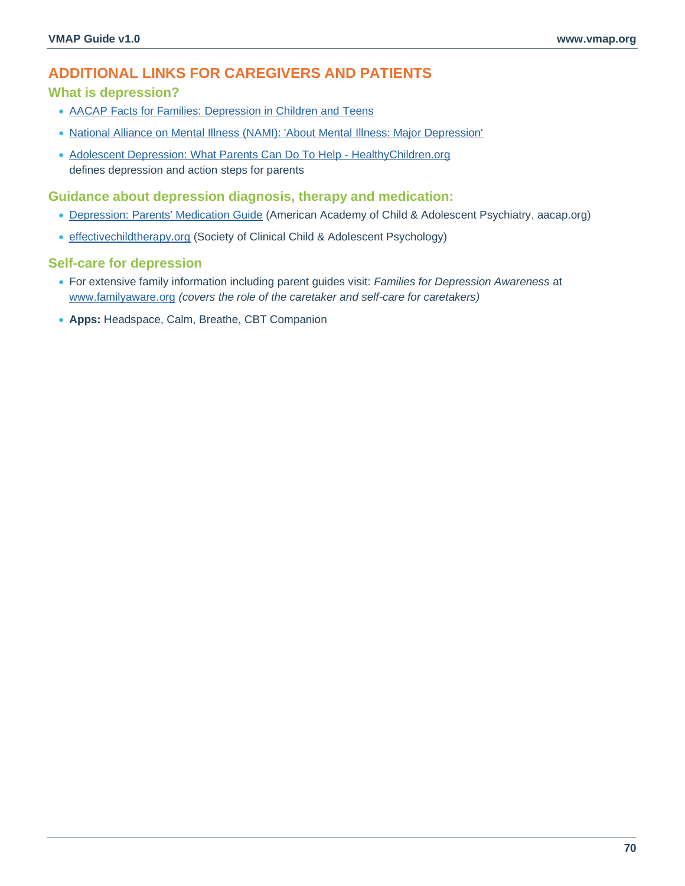# ADDITIONAL LINKS FOR CAREGIVERS AND PATIENTS

## What is depression?

- AACAP Facts for Families: Depression in Children and Teens
- National Alliance on Mental Illness (NAMI): 'About Mental Illness: Major Depression'
- Adolescent Depression: What Parents Can Do To Help - HealthyChildren.org
  defines depression and action steps for parents

## Guidance about depression diagnosis, therapy and medication:

- Depression: Parents' Medication Guide (American Academy of Child & Adolescent Psychiatry, aacap.org)
- effectivechildtherapy.org (Society of Clinical Child & Adolescent Psychology)

## Self-care for depression

- For extensive family information including parent guides visit: *Families for Depression Awareness* at www.familyaware.org *(covers the role of the caretaker and self-care for caretakers)*
- **Apps:** Headspace, Calm, Breathe, CBT Companion